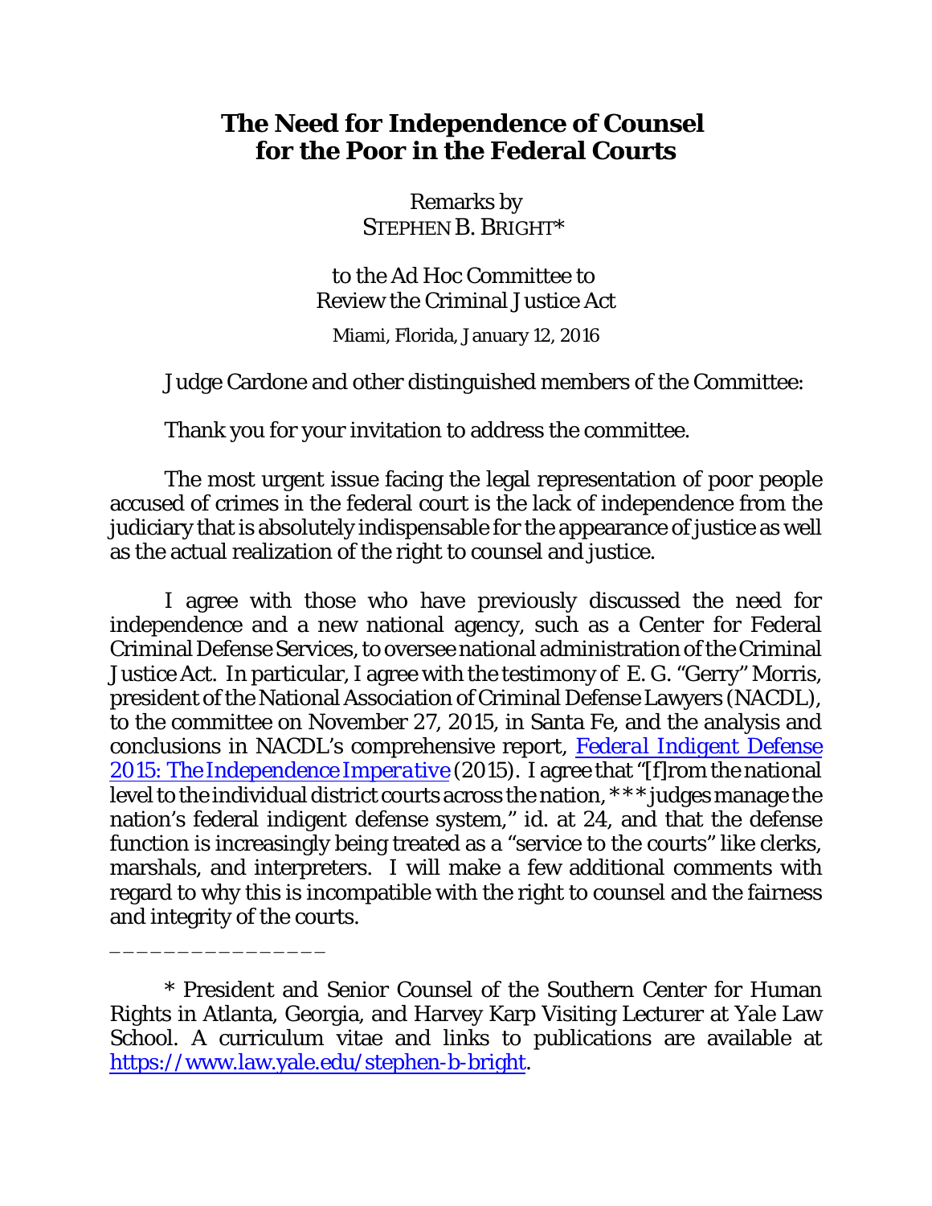# The Need for Independence of Counsel for the Poor in the Federal Courts

Remarks by
STEPHEN B. BRIGHT*

to the Ad Hoc Committee to
Review the Criminal Justice Act

Miami, Florida, January 12, 2016

Judge Cardone and other distinguished members of the Committee:

Thank you for your invitation to address the committee.

The most urgent issue facing the legal representation of poor people accused of crimes in the federal court is the lack of independence from the judiciary that is absolutely indispensable for the appearance of justice as well as the actual realization of the right to counsel and justice.

I agree with those who have previously discussed the need for independence and a new national agency, such as a Center for Federal Criminal Defense Services, to oversee national administration of the Criminal Justice Act. In particular, I agree with the testimony of E. G. "Gerry" Morris, president of the National Association of Criminal Defense Lawyers (NACDL), to the committee on November 27, 2015, in Santa Fe, and the analysis and conclusions in NACDL's comprehensive report, *Federal Indigent Defense 2015: The Independence Imperative* (2015). I agree that "[f]rom the national level to the individual district courts across the nation, * * * judges manage the nation's federal indigent defense system," id. at 24, and that the defense function is increasingly being treated as a "service to the courts" like clerks, marshals, and interpreters. I will make a few additional comments with regard to why this is incompatible with the right to counsel and the fairness and integrity of the courts.

---

\* President and Senior Counsel of the Southern Center for Human Rights in Atlanta, Georgia, and Harvey Karp Visiting Lecturer at Yale Law School. A curriculum vitae and links to publications are available at https://www.law.yale.edu/stephen-b-bright.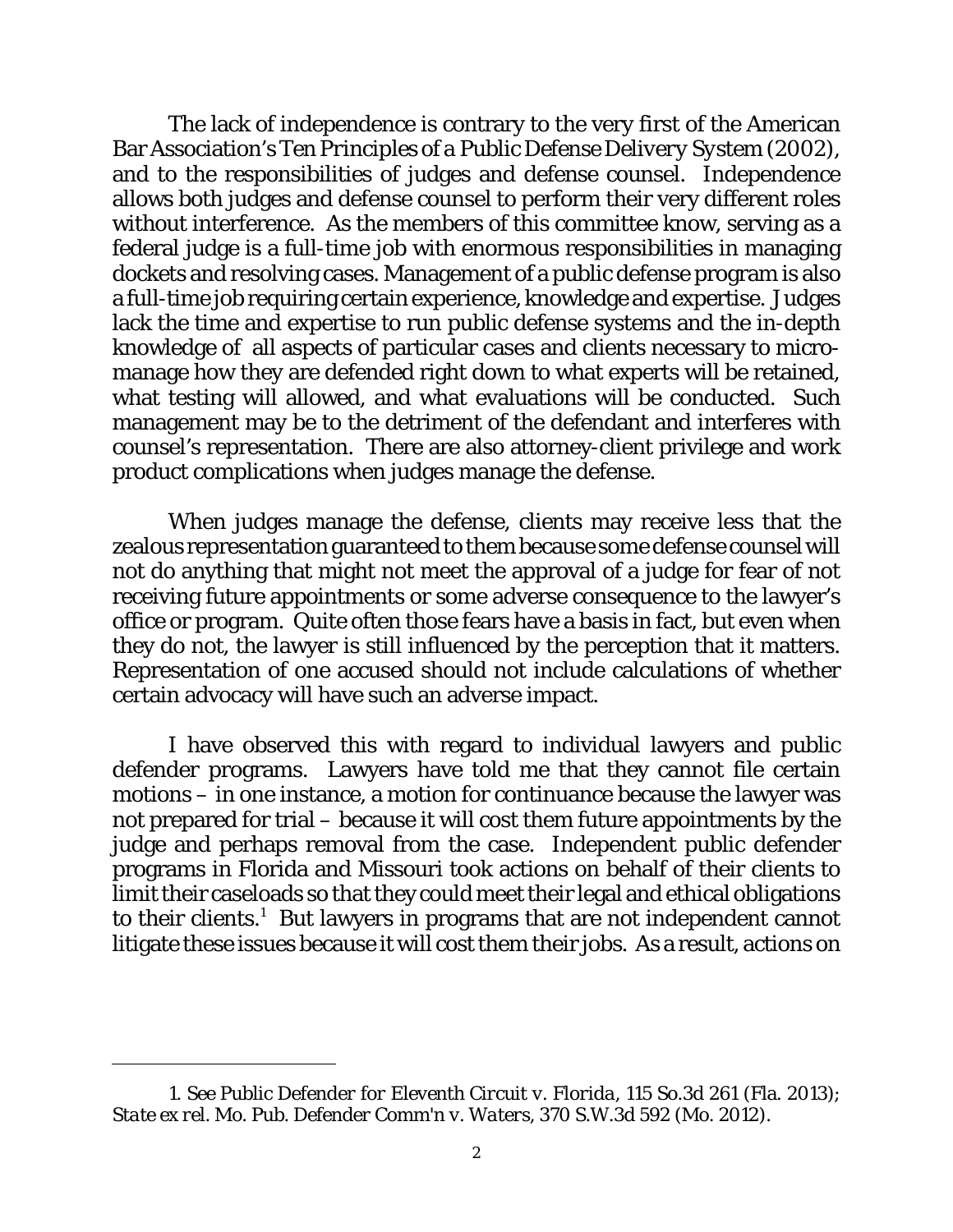The lack of independence is contrary to the very first of the American Bar Association's *Ten Principles of a Public Defense Delivery System* (2002), and to the responsibilities of judges and defense counsel. Independence allows both judges and defense counsel to perform their very different roles without interference. As the members of this committee know, serving as a federal judge is a full-time job with enormous responsibilities in managing dockets and resolving cases. Management of a public defense program is also a full-time job requiring certain experience, knowledge and expertise. Judges lack the time and expertise to run public defense systems and the in-depth knowledge of all aspects of particular cases and clients necessary to micro-manage how they are defended right down to what experts will be retained, what testing will allowed, and what evaluations will be conducted. Such management may be to the detriment of the defendant and interferes with counsel's representation. There are also attorney-client privilege and work product complications when judges manage the defense.

When judges manage the defense, clients may receive less that the zealous representation guaranteed to them because some defense counsel will not do anything that might not meet the approval of a judge for fear of not receiving future appointments or some adverse consequence to the lawyer's office or program. Quite often those fears have a basis in fact, but even when they do not, the lawyer is still influenced by the perception that it matters. Representation of one accused should not include calculations of whether certain advocacy will have such an adverse impact.

I have observed this with regard to individual lawyers and public defender programs. Lawyers have told me that they cannot file certain motions – in one instance, a motion for continuance because the lawyer was not prepared for trial – because it will cost them future appointments by the judge and perhaps removal from the case. Independent public defender programs in Florida and Missouri took actions on behalf of their clients to limit their caseloads so that they could meet their legal and ethical obligations to their clients.[1] But lawyers in programs that are not independent cannot litigate these issues because it will cost them their jobs. As a result, actions on

---

1. *See Public Defender for Eleventh Circuit v. Florida*, 115 So.3d 261 (Fla. 2013); *State ex rel. Mo. Pub. Defender Comm'n v. Waters*, 370 S.W.3d 592 (Mo. 2012).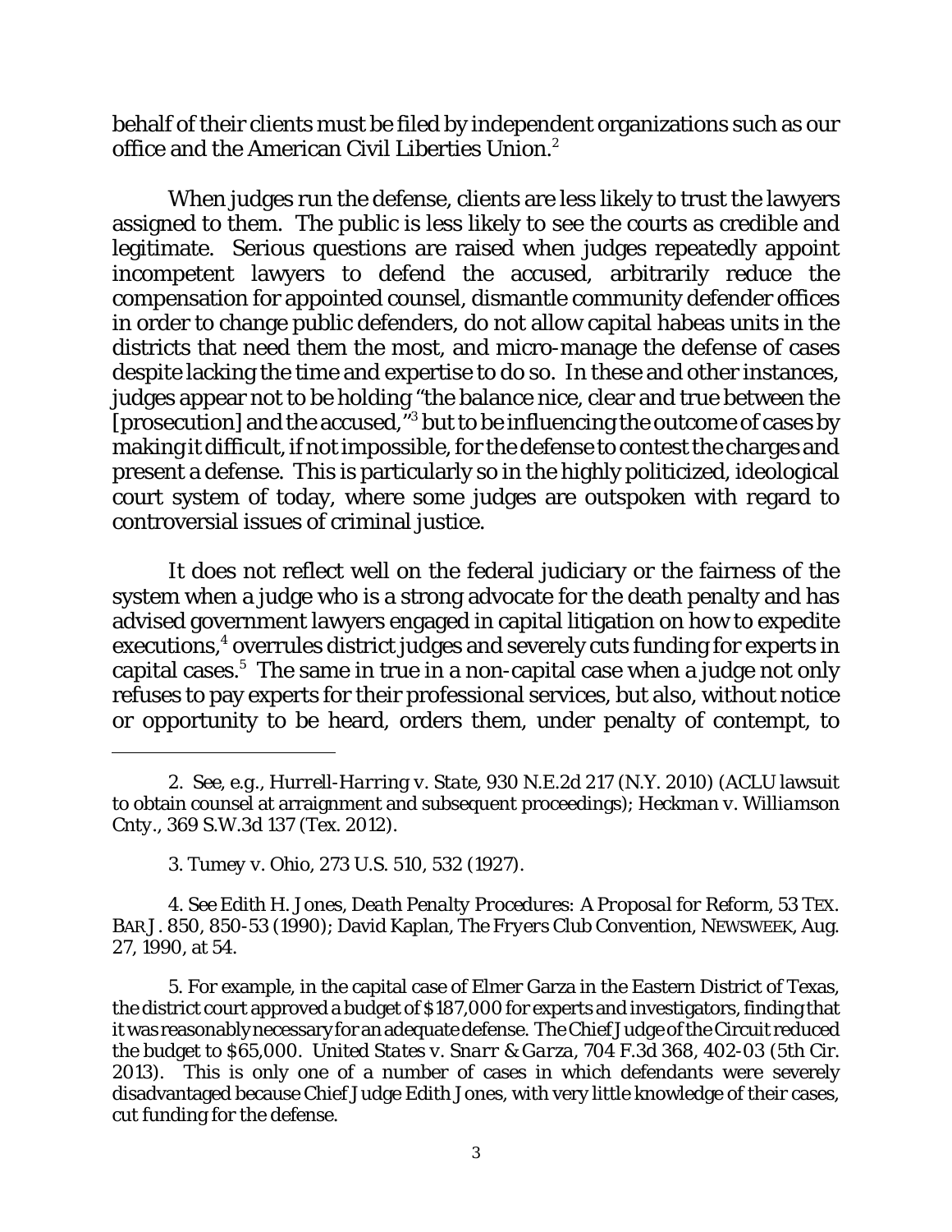behalf of their clients must be filed by independent organizations such as our office and the American Civil Liberties Union.[2]

When judges run the defense, clients are less likely to trust the lawyers assigned to them. The public is less likely to see the courts as credible and legitimate. Serious questions are raised when judges repeatedly appoint incompetent lawyers to defend the accused, arbitrarily reduce the compensation for appointed counsel, dismantle community defender offices in order to change public defenders, do not allow capital habeas units in the districts that need them the most, and micro-manage the defense of cases despite lacking the time and expertise to do so. In these and other instances, judges appear not to be holding "the balance nice, clear and true between the [prosecution] and the accused,"[3] but to be influencing the outcome of cases by making it difficult, if not impossible, for the defense to contest the charges and present a defense. This is particularly so in the highly politicized, ideological court system of today, where some judges are outspoken with regard to controversial issues of criminal justice.

It does not reflect well on the federal judiciary or the fairness of the system when a judge who is a strong advocate for the death penalty and has advised government lawyers engaged in capital litigation on how to expedite executions,[4] overrules district judges and severely cuts funding for experts in capital cases.[5] The same in true in a non-capital case when a judge not only refuses to pay experts for their professional services, but also, without notice or opportunity to be heard, orders them, under penalty of contempt, to

---

2. *See, e.g.*, *Hurrell-Harring v. State*, 930 N.E.2d 217 (N.Y. 2010) (ACLU lawsuit to obtain counsel at arraignment and subsequent proceedings); *Heckman v. Williamson Cnty.*, 369 S.W.3d 137 (Tex. 2012).

3. *Tumey v. Ohio*, 273 U.S. 510, 532 (1927).

4. *See* Edith H. Jones, *Death Penalty Procedures: A Proposal for Reform*, 53 TEX. BAR J. 850, 850-53 (1990); David Kaplan, *The Fryers Club Convention*, NEWSWEEK, Aug. 27, 1990, at 54.

5. For example, in the capital case of Elmer Garza in the Eastern District of Texas, the district court approved a budget of $187,000 for experts and investigators, finding that it was reasonably necessary for an adequate defense. The Chief Judge of the Circuit reduced the budget to $65,000. *United States v. Snarr & Garza*, 704 F.3d 368, 402-03 (5th Cir. 2013). This is only one of a number of cases in which defendants were severely disadvantaged because Chief Judge Edith Jones, with very little knowledge of their cases, cut funding for the defense.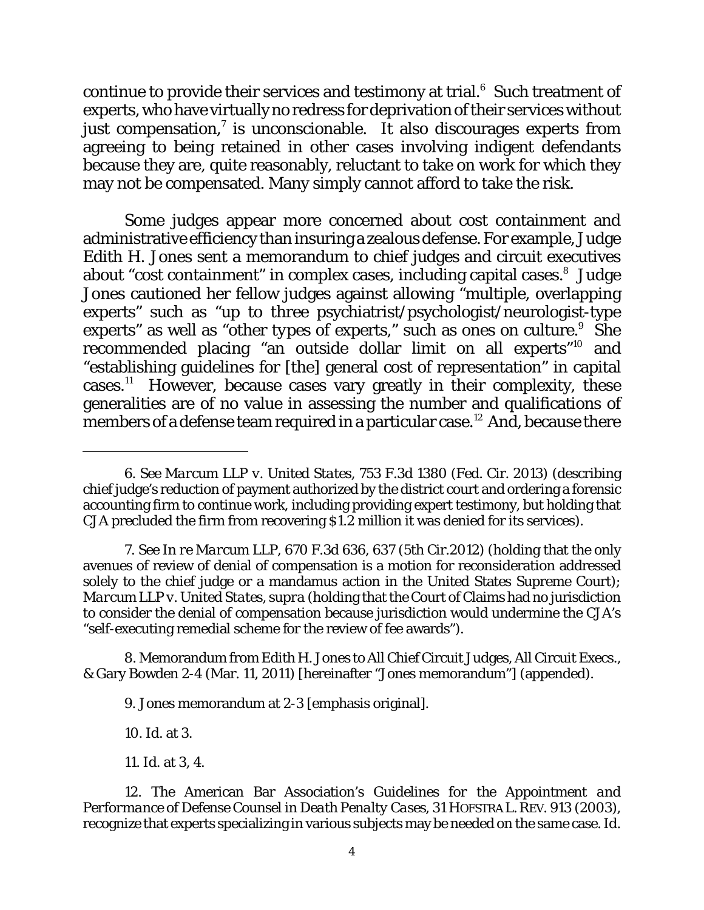continue to provide their services and testimony at trial.[6] Such treatment of experts, who have virtually no redress for deprivation of their services without just compensation,[7] is unconscionable. It also discourages experts from agreeing to being retained in other cases involving indigent defendants because they are, quite reasonably, reluctant to take on work for which they may not be compensated. Many simply cannot afford to take the risk.

Some judges appear more concerned about cost containment and administrative efficiency than insuring a zealous defense. For example, Judge Edith H. Jones sent a memorandum to chief judges and circuit executives about "cost containment" in complex cases, including capital cases.[8] Judge Jones cautioned her fellow judges against allowing "multiple, overlapping experts" such as "up to three psychiatrist/psychologist/neurologist-type experts" as well as "other types of experts," such as ones on culture.[9] She recommended placing "an outside dollar limit on all experts"[10] and "establishing guidelines for [the] general cost of representation" in capital cases.[11] However, because cases vary greatly in their complexity, these generalities are of no value in assessing the number and qualifications of members of a defense team required in a particular case.[12] And, because there

---

6. *See Marcum LLP v. United States*, 753 F.3d 1380 (Fed. Cir. 2013) (describing chief judge's reduction of payment authorized by the district court and ordering a forensic accounting firm to continue work, including providing expert testimony, but holding that CJA precluded the firm from recovering $1.2 million it was denied for its services).

7. *See In re Marcum LLP*, 670 F.3d 636, 637 (5th Cir.2012) (holding that the only avenues of review of denial of compensation is a motion for reconsideration addressed solely to the chief judge or a mandamus action in the United States Supreme Court); *Marcum LLP v. United States*, *supra* (holding that the Court of Claims had no jurisdiction to consider the denial of compensation because jurisdiction would undermine the CJA's "self-executing remedial scheme for the review of fee awards").

8. Memorandum from Edith H. Jones to All Chief Circuit Judges, All Circuit Execs., & Gary Bowden 2-4 (Mar. 11, 2011) [hereinafter "Jones memorandum"] (appended).

9. Jones memorandum at 2-3 [emphasis original].

10. *Id.* at 3.

11. *Id.* at 3, 4.

12. The American Bar Association's *Guidelines for the Appointment and Performance of Defense Counsel in Death Penalty Cases*, 31 HOFSTRA L. REV. 913 (2003), recognize that experts specializing in various subjects may be needed on the same case. *Id.*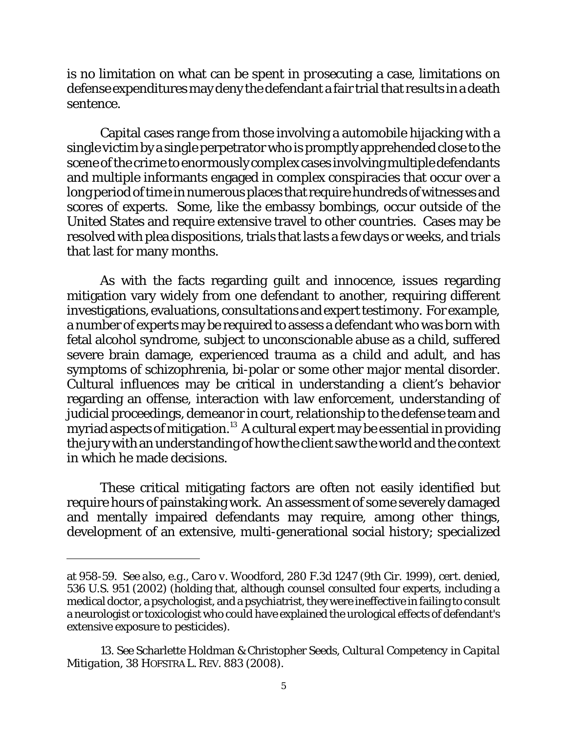is no limitation on what can be spent in prosecuting a case, limitations on defense expenditures may deny the defendant a fair trial that results in a death sentence.

Capital cases range from those involving a automobile hijacking with a single victim by a single perpetrator who is promptly apprehended close to the scene of the crime to enormously complex cases involving multiple defendants and multiple informants engaged in complex conspiracies that occur over a long period of time in numerous places that require hundreds of witnesses and scores of experts. Some, like the embassy bombings, occur outside of the United States and require extensive travel to other countries. Cases may be resolved with plea dispositions, trials that lasts a few days or weeks, and trials that last for many months.

As with the facts regarding guilt and innocence, issues regarding mitigation vary widely from one defendant to another, requiring different investigations, evaluations, consultations and expert testimony. For example, a number of experts may be required to assess a defendant who was born with fetal alcohol syndrome, subject to unconscionable abuse as a child, suffered severe brain damage, experienced trauma as a child and adult, and has symptoms of schizophrenia, bi-polar or some other major mental disorder. Cultural influences may be critical in understanding a client's behavior regarding an offense, interaction with law enforcement, understanding of judicial proceedings, demeanor in court, relationship to the defense team and myriad aspects of mitigation.[13] A cultural expert may be essential in providing the jury with an understanding of how the client saw the world and the context in which he made decisions.

These critical mitigating factors are often not easily identified but require hours of painstaking work. An assessment of some severely damaged and mentally impaired defendants may require, among other things, development of an extensive, multi-generational social history; specialized

---

at 958-59. *See also, e.g., Caro v. Woodford*, 280 F.3d 1247 (9th Cir. 1999), cert. denied, 536 U.S. 951 (2002) (holding that, although counsel consulted four experts, including a medical doctor, a psychologist, and a psychiatrist, they were ineffective in failing to consult a neurologist or toxicologist who could have explained the urological effects of defendant's extensive exposure to pesticides).

13. See Scharlette Holdman & Christopher Seeds, *Cultural Competency in Capital Mitigation*, 38 HOFSTRA L. REV. 883 (2008).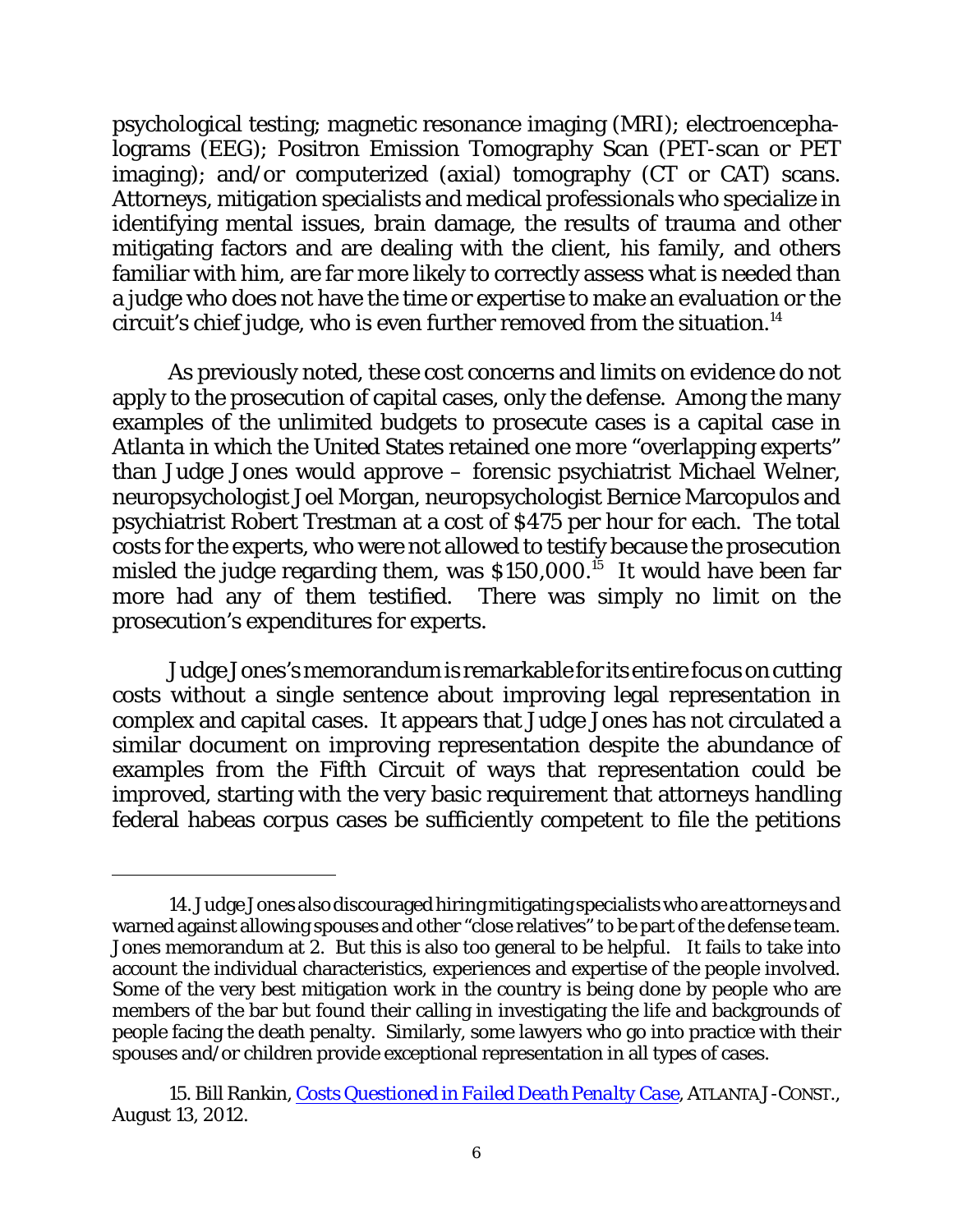psychological testing; magnetic resonance imaging (MRI); electroencephalograms (EEG); Positron Emission Tomography Scan (PET-scan or PET imaging); and/or computerized (axial) tomography (CT or CAT) scans. Attorneys, mitigation specialists and medical professionals who specialize in identifying mental issues, brain damage, the results of trauma and other mitigating factors and are dealing with the client, his family, and others familiar with him, are far more likely to correctly assess what is needed than a judge who does not have the time or expertise to make an evaluation or the circuit's chief judge, who is even further removed from the situation.[14]

As previously noted, these cost concerns and limits on evidence do not apply to the prosecution of capital cases, only the defense. Among the many examples of the unlimited budgets to prosecute cases is a capital case in Atlanta in which the United States retained one more "overlapping experts" than Judge Jones would approve – forensic psychiatrist Michael Welner, neuropsychologist Joel Morgan, neuropsychologist Bernice Marcopulos and psychiatrist Robert Trestman at a cost of $475 per hour for each. The total costs for the experts, who were not allowed to testify because the prosecution misled the judge regarding them, was $150,000.[15] It would have been far more had any of them testified. There was simply no limit on the prosecution's expenditures for experts.

Judge Jones's memorandum is remarkable for its entire focus on cutting costs without a single sentence about improving legal representation in complex and capital cases. It appears that Judge Jones has not circulated a similar document on improving representation despite the abundance of examples from the Fifth Circuit of ways that representation could be improved, starting with the very basic requirement that attorneys handling federal habeas corpus cases be sufficiently competent to file the petitions

---

14. Judge Jones also discouraged hiring mitigating specialists who are attorneys and warned against allowing spouses and other "close relatives" to be part of the defense team. Jones memorandum at 2. But this is also too general to be helpful. It fails to take into account the individual characteristics, experiences and expertise of the people involved. Some of the very best mitigation work in the country is being done by people who are members of the bar but found their calling in investigating the life and backgrounds of people facing the death penalty. Similarly, some lawyers who go into practice with their spouses and/or children provide exceptional representation in all types of cases.

15. Bill Rankin, *Costs Questioned in Failed Death Penalty Case*, ATLANTA J-CONST., August 13, 2012.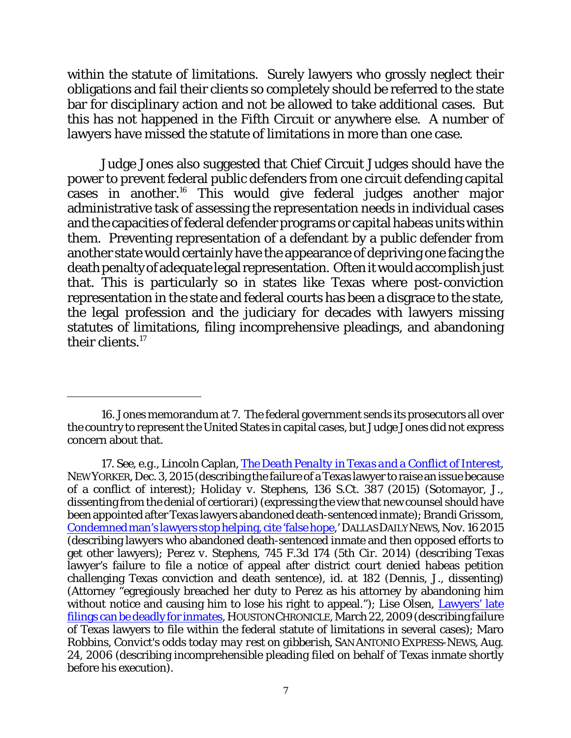within the statute of limitations. Surely lawyers who grossly neglect their obligations and fail their clients so completely should be referred to the state bar for disciplinary action and not be allowed to take additional cases. But this has not happened in the Fifth Circuit or anywhere else. A number of lawyers have missed the statute of limitations in more than one case.

Judge Jones also suggested that Chief Circuit Judges should have the power to prevent federal public defenders from one circuit defending capital cases in another.[16] This would give federal judges another major administrative task of assessing the representation needs in individual cases and the capacities of federal defender programs or capital habeas units within them. Preventing representation of a defendant by a public defender from another state would certainly have the appearance of depriving one facing the death penalty of adequate legal representation. Often it would accomplish just that. This is particularly so in states like Texas where post-conviction representation in the state and federal courts has been a disgrace to the state, the legal profession and the judiciary for decades with lawyers missing statutes of limitations, filing incomprehensive pleadings, and abandoning their clients.[17]

---

16. Jones memorandum at 7. The federal government sends its prosecutors all over the country to represent the United States in capital cases, but Judge Jones did not express concern about that.

17. See, e.g., Lincoln Caplan, *The Death Penalty in Texas and a Conflict of Interest*, NEW YORKER, Dec. 3, 2015 (describing the failure of a Texas lawyer to raise an issue because of a conflict of interest); *Holiday v. Stephens*, 136 S.Ct. 387 (2015) (Sotomayor, J., dissenting from the denial of certiorari) (expressing the view that new counsel should have been appointed after Texas lawyers abandoned death-sentenced inmate); Brandi Grissom, Condemned man's lawyers stop helping, cite 'false hope,' DALLAS DAILY NEWS, Nov. 16 2015 (describing lawyers who abandoned death-sentenced inmate and then opposed efforts to get other lawyers); *Perez v. Stephens*, 745 F.3d 174 (5th Cir. 2014) (describing Texas lawyer's failure to file a notice of appeal after district court denied habeas petition challenging Texas conviction and death sentence), *id.* at 182 (Dennis, J., dissenting) (Attorney "egregiously breached her duty to Perez as his attorney by abandoning him without notice and causing him to lose his right to appeal."); Lise Olsen, Lawyers' late filings can be deadly for inmates, HOUSTON CHRONICLE, March 22, 2009 (describing failure of Texas lawyers to file within the federal statute of limitations in several cases); Maro Robbins, *Convict's odds today may rest on gibberish*, SAN ANTONIO EXPRESS-NEWS, Aug. 24, 2006 (describing incomprehensible pleading filed on behalf of Texas inmate shortly before his execution).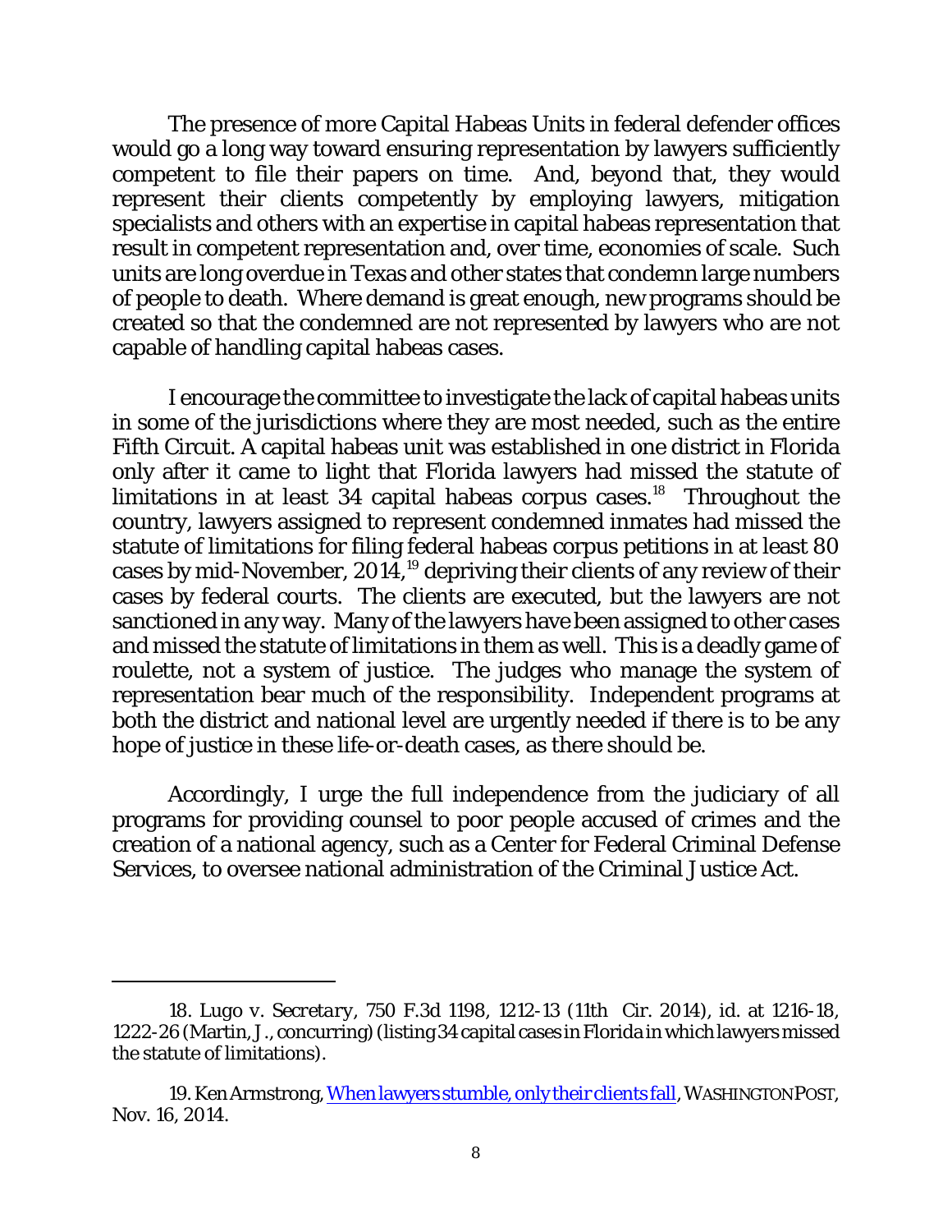The presence of more Capital Habeas Units in federal defender offices would go a long way toward ensuring representation by lawyers sufficiently competent to file their papers on time. And, beyond that, they would represent their clients competently by employing lawyers, mitigation specialists and others with an expertise in capital habeas representation that result in competent representation and, over time, economies of scale. Such units are long overdue in Texas and other states that condemn large numbers of people to death. Where demand is great enough, new programs should be created so that the condemned are not represented by lawyers who are not capable of handling capital habeas cases.

I encourage the committee to investigate the lack of capital habeas units in some of the jurisdictions where they are most needed, such as the entire Fifth Circuit. A capital habeas unit was established in one district in Florida only after it came to light that Florida lawyers had missed the statute of limitations in at least 34 capital habeas corpus cases.[18] Throughout the country, lawyers assigned to represent condemned inmates had missed the statute of limitations for filing federal habeas corpus petitions in at least 80 cases by mid-November, 2014,[19] depriving their clients of any review of their cases by federal courts. The clients are executed, but the lawyers are not sanctioned in any way. Many of the lawyers have been assigned to other cases and missed the statute of limitations in them as well. This is a deadly game of roulette, not a system of justice. The judges who manage the system of representation bear much of the responsibility. Independent programs at both the district and national level are urgently needed if there is to be any hope of justice in these life-or-death cases, as there should be.

Accordingly, I urge the full independence from the judiciary of all programs for providing counsel to poor people accused of crimes and the creation of a national agency, such as a Center for Federal Criminal Defense Services, to oversee national administration of the Criminal Justice Act.

---

18. *Lugo v. Secretary*, 750 F.3d 1198, 1212-13 (11th Cir. 2014), *id.* at 1216-18, 1222-26 (Martin, J., concurring) (listing 34 capital cases in Florida in which lawyers missed the statute of limitations).

19. Ken Armstrong, When lawyers stumble, only their clients fall, WASHINGTON POST, Nov. 16, 2014.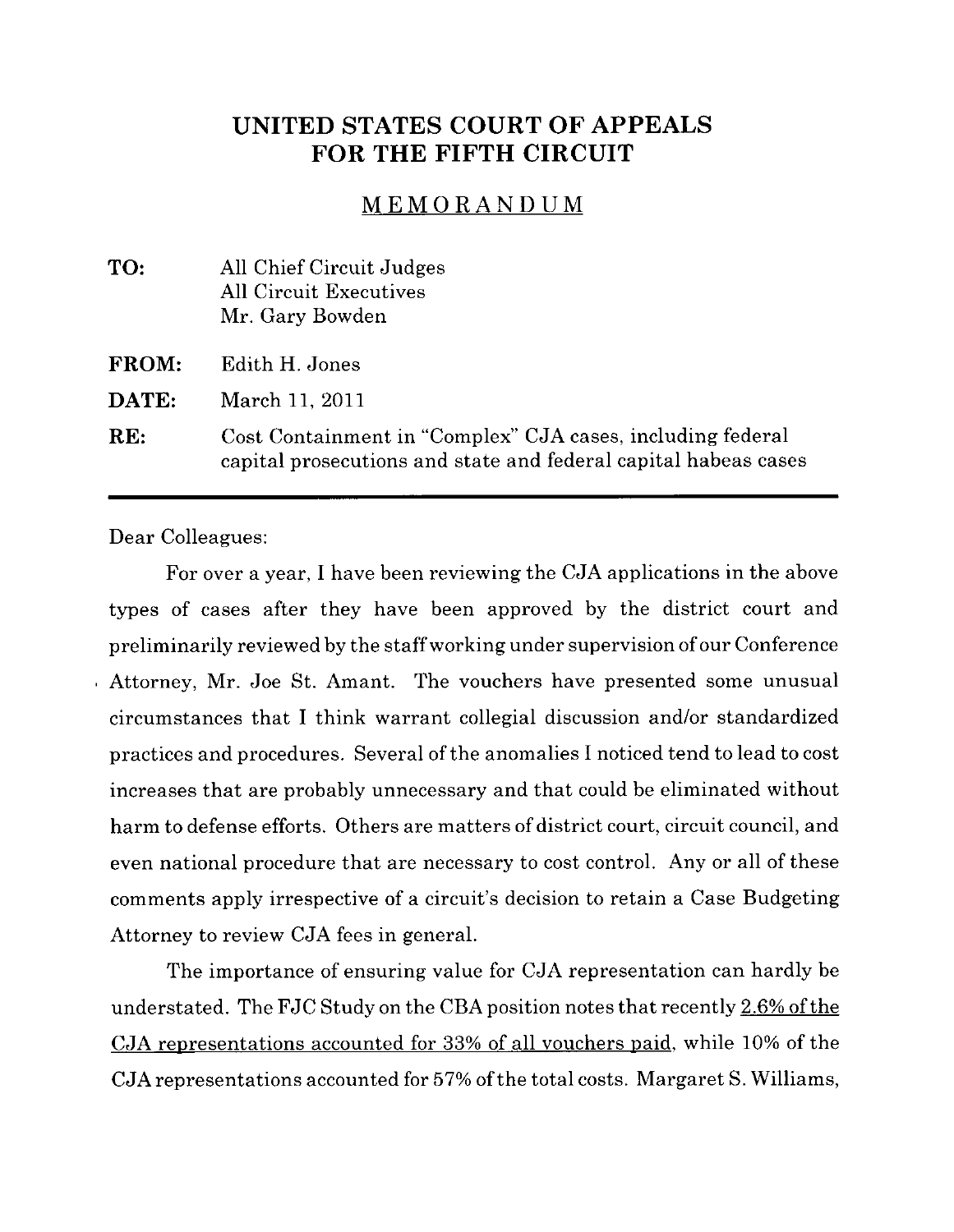# UNITED STATES COURT OF APPEALS FOR THE FIFTH CIRCUIT

## MEMORANDUM

**TO:** All Chief Circuit Judges
All Circuit Executives
Mr. Gary Bowden

**FROM:** Edith H. Jones

**DATE:** March 11, 2011

**RE:** Cost Containment in "Complex" CJA cases, including federal capital prosecutions and state and federal capital habeas cases

---

Dear Colleagues:

For over a year, I have been reviewing the CJA applications in the above types of cases after they have been approved by the district court and preliminarily reviewed by the staff working under supervision of our Conference Attorney, Mr. Joe St. Amant. The vouchers have presented some unusual circumstances that I think warrant collegial discussion and/or standardized practices and procedures. Several of the anomalies I noticed tend to lead to cost increases that are probably unnecessary and that could be eliminated without harm to defense efforts. Others are matters of district court, circuit council, and even national procedure that are necessary to cost control. Any or all of these comments apply irrespective of a circuit's decision to retain a Case Budgeting Attorney to review CJA fees in general.

The importance of ensuring value for CJA representation can hardly be understated. The FJC Study on the CBA position notes that recently <u>2.6% of the CJA representations accounted for 33% of all vouchers paid</u>, while 10% of the CJA representations accounted for 57% of the total costs. Margaret S. Williams,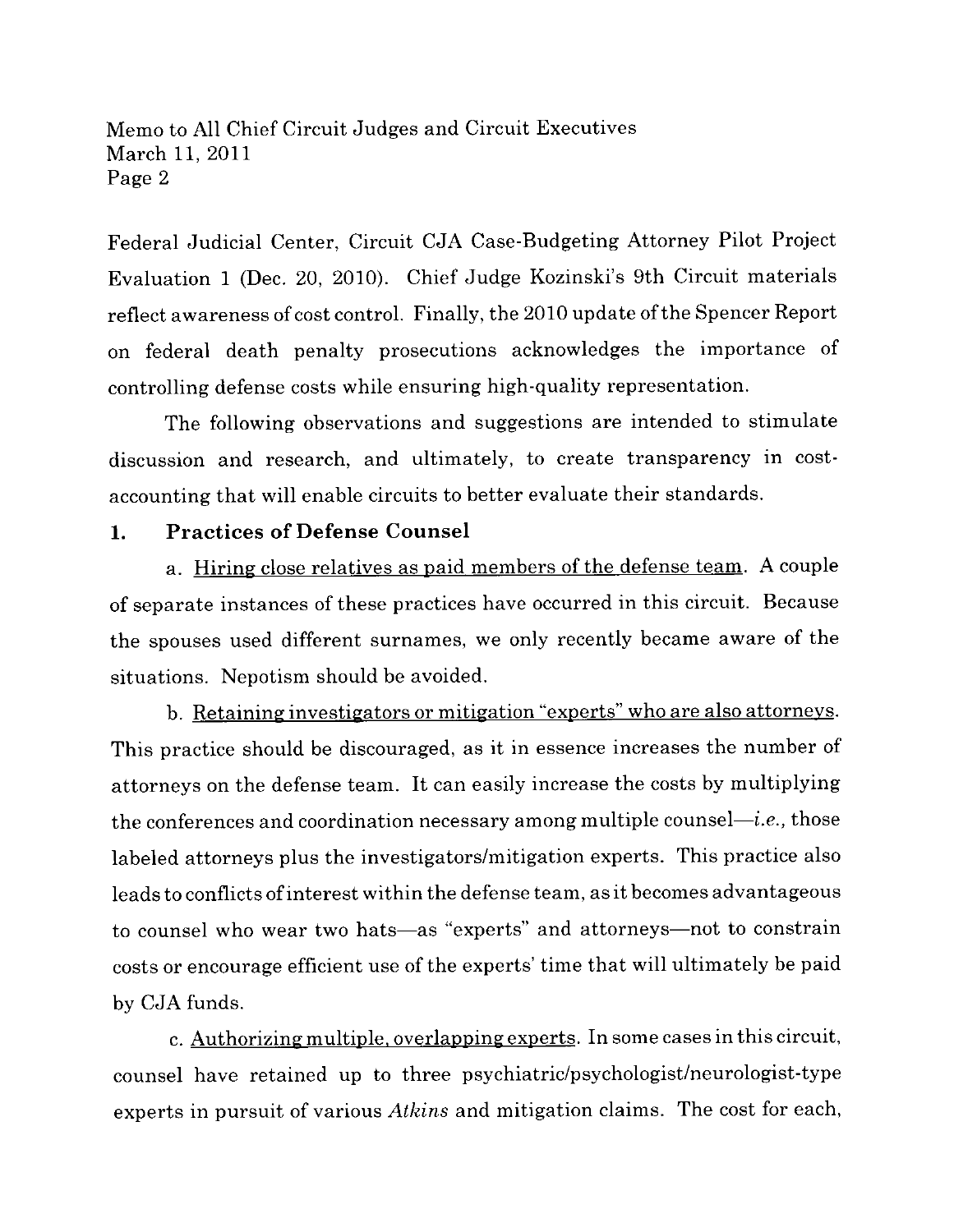Federal Judicial Center, Circuit CJA Case-Budgeting Attorney Pilot Project Evaluation 1 (Dec. 20, 2010). Chief Judge Kozinski's 9th Circuit materials reflect awareness of cost control. Finally, the 2010 update of the Spencer Report on federal death penalty prosecutions acknowledges the importance of controlling defense costs while ensuring high-quality representation.

The following observations and suggestions are intended to stimulate discussion and research, and ultimately, to create transparency in cost-accounting that will enable circuits to better evaluate their standards.

## 1. Practices of Defense Counsel

a. Hiring close relatives as paid members of the defense team. A couple of separate instances of these practices have occurred in this circuit. Because the spouses used different surnames, we only recently became aware of the situations. Nepotism should be avoided.

b. Retaining investigators or mitigation "experts" who are also attorneys. This practice should be discouraged, as it in essence increases the number of attorneys on the defense team. It can easily increase the costs by multiplying the conferences and coordination necessary among multiple counsel—*i.e.*, those labeled attorneys plus the investigators/mitigation experts. This practice also leads to conflicts of interest within the defense team, as it becomes advantageous to counsel who wear two hats—as "experts" and attorneys—not to constrain costs or encourage efficient use of the experts' time that will ultimately be paid by CJA funds.

c. Authorizing multiple, overlapping experts. In some cases in this circuit, counsel have retained up to three psychiatric/psychologist/neurologist-type experts in pursuit of various *Atkins* and mitigation claims. The cost for each,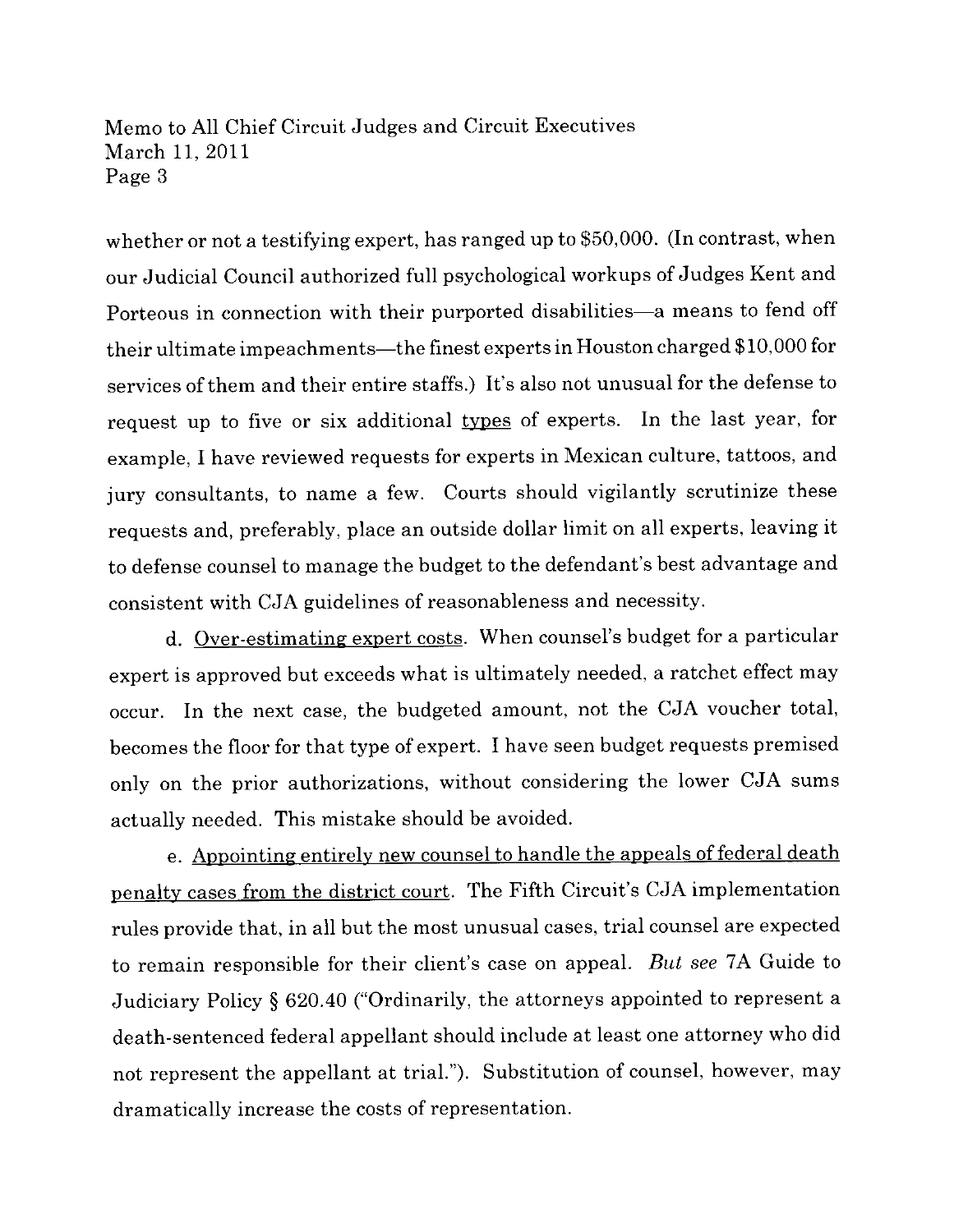whether or not a testifying expert, has ranged up to $50,000. (In contrast, when our Judicial Council authorized full psychological workups of Judges Kent and Porteous in connection with their purported disabilities—a means to fend off their ultimate impeachments—the finest experts in Houston charged $10,000 for services of them and their entire staffs.) It's also not unusual for the defense to request up to five or six additional <u>types</u> of experts. In the last year, for example, I have reviewed requests for experts in Mexican culture, tattoos, and jury consultants, to name a few. Courts should vigilantly scrutinize these requests and, preferably, place an outside dollar limit on all experts, leaving it to defense counsel to manage the budget to the defendant's best advantage and consistent with CJA guidelines of reasonableness and necessity.

d. <u>Over-estimating expert costs</u>. When counsel's budget for a particular expert is approved but exceeds what is ultimately needed, a ratchet effect may occur. In the next case, the budgeted amount, not the CJA voucher total, becomes the floor for that type of expert. I have seen budget requests premised only on the prior authorizations, without considering the lower CJA sums actually needed. This mistake should be avoided.

e. <u>Appointing entirely new counsel to handle the appeals of federal death penalty cases from the district court</u>. The Fifth Circuit's CJA implementation rules provide that, in all but the most unusual cases, trial counsel are expected to remain responsible for their client's case on appeal. *But see* 7A Guide to Judiciary Policy § 620.40 ("Ordinarily, the attorneys appointed to represent a death-sentenced federal appellant should include at least one attorney who did not represent the appellant at trial."). Substitution of counsel, however, may dramatically increase the costs of representation.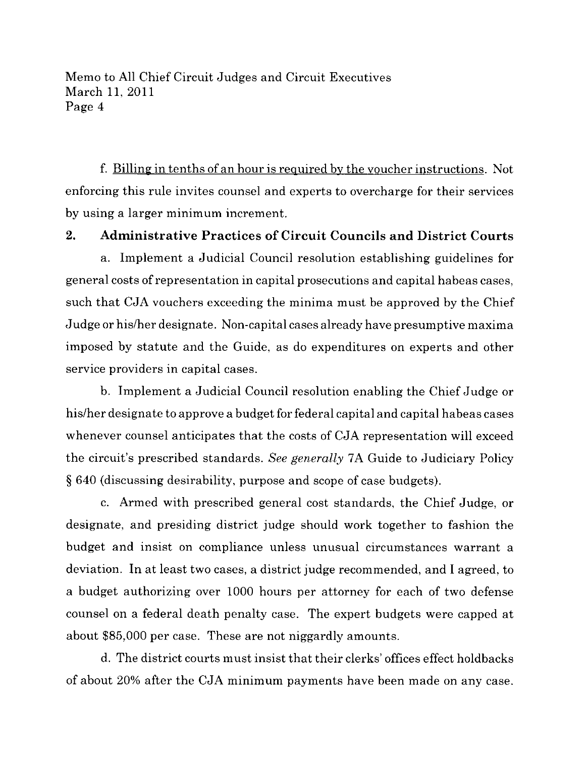f. <u>Billing in tenths of an hour is required by the voucher instructions</u>. Not enforcing this rule invites counsel and experts to overcharge for their services by using a larger minimum increment.

## 2. Administrative Practices of Circuit Councils and District Courts

a. Implement a Judicial Council resolution establishing guidelines for general costs of representation in capital prosecutions and capital habeas cases, such that CJA vouchers exceeding the minima must be approved by the Chief Judge or his/her designate. Non-capital cases already have presumptive maxima imposed by statute and the Guide, as do expenditures on experts and other service providers in capital cases.

b. Implement a Judicial Council resolution enabling the Chief Judge or his/her designate to approve a budget for federal capital and capital habeas cases whenever counsel anticipates that the costs of CJA representation will exceed the circuit's prescribed standards. *See generally* 7A Guide to Judiciary Policy § 640 (discussing desirability, purpose and scope of case budgets).

c. Armed with prescribed general cost standards, the Chief Judge, or designate, and presiding district judge should work together to fashion the budget and insist on compliance unless unusual circumstances warrant a deviation. In at least two cases, a district judge recommended, and I agreed, to a budget authorizing over 1000 hours per attorney for each of two defense counsel on a federal death penalty case. The expert budgets were capped at about $85,000 per case. These are not niggardly amounts.

d. The district courts must insist that their clerks' offices effect holdbacks of about 20% after the CJA minimum payments have been made on any case.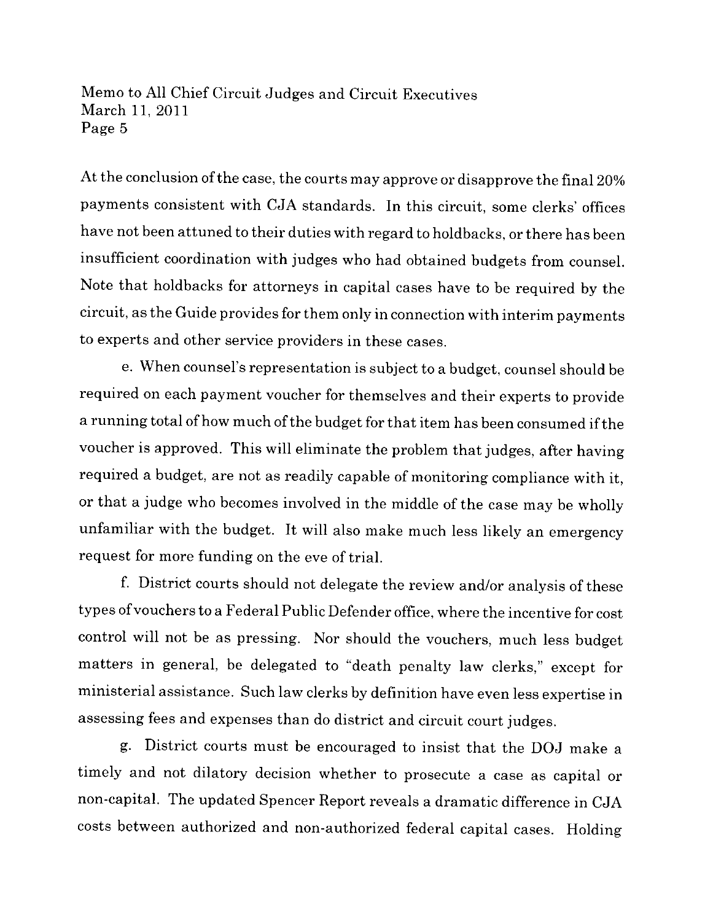At the conclusion of the case, the courts may approve or disapprove the final 20% payments consistent with CJA standards. In this circuit, some clerks' offices have not been attuned to their duties with regard to holdbacks, or there has been insufficient coordination with judges who had obtained budgets from counsel. Note that holdbacks for attorneys in capital cases have to be required by the circuit, as the Guide provides for them only in connection with interim payments to experts and other service providers in these cases.

e. When counsel's representation is subject to a budget, counsel should be required on each payment voucher for themselves and their experts to provide a running total of how much of the budget for that item has been consumed if the voucher is approved. This will eliminate the problem that judges, after having required a budget, are not as readily capable of monitoring compliance with it, or that a judge who becomes involved in the middle of the case may be wholly unfamiliar with the budget. It will also make much less likely an emergency request for more funding on the eve of trial.

f. District courts should not delegate the review and/or analysis of these types of vouchers to a Federal Public Defender office, where the incentive for cost control will not be as pressing. Nor should the vouchers, much less budget matters in general, be delegated to "death penalty law clerks," except for ministerial assistance. Such law clerks by definition have even less expertise in assessing fees and expenses than do district and circuit court judges.

g. District courts must be encouraged to insist that the DOJ make a timely and not dilatory decision whether to prosecute a case as capital or non-capital. The updated Spencer Report reveals a dramatic difference in CJA costs between authorized and non-authorized federal capital cases. Holding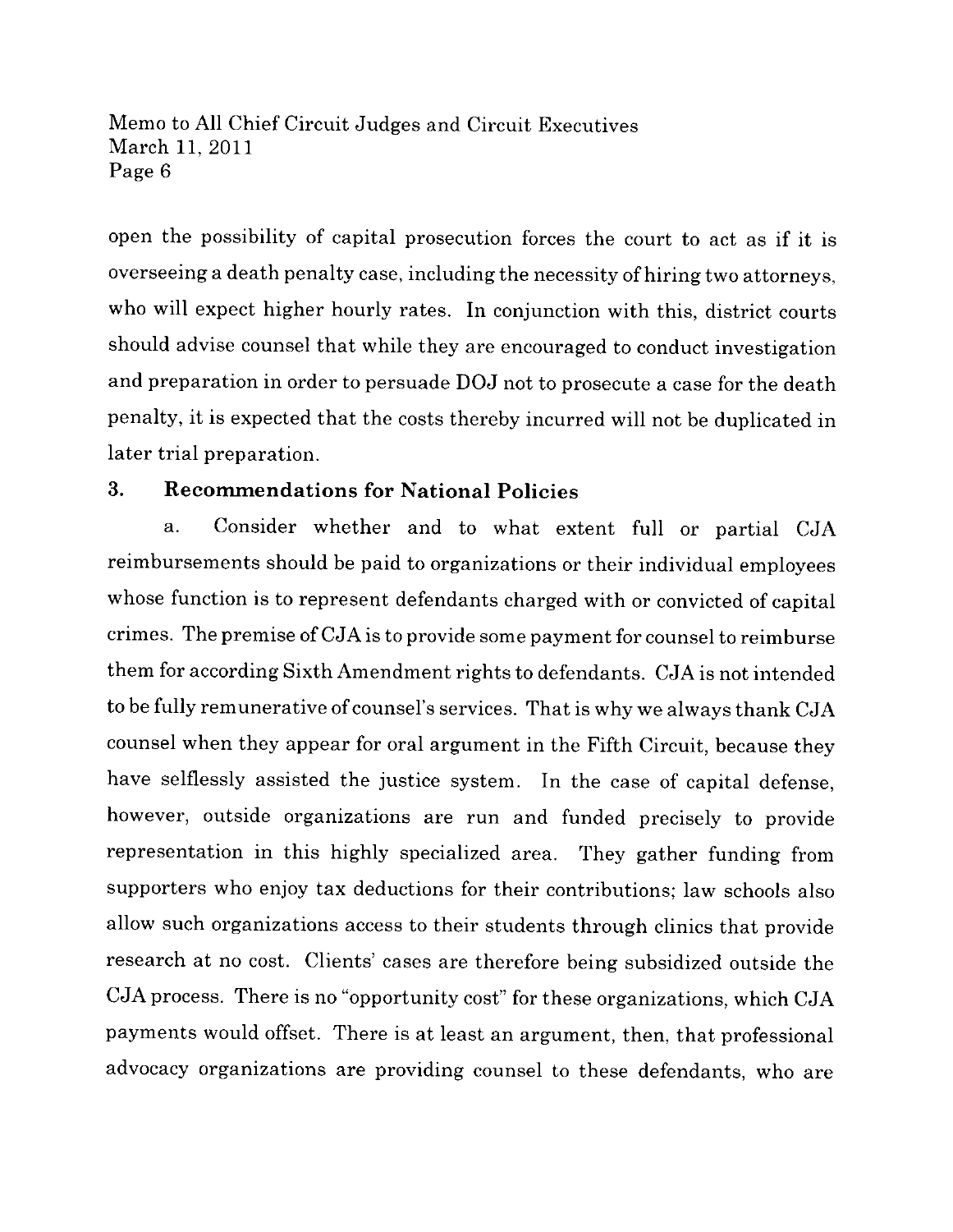open the possibility of capital prosecution forces the court to act as if it is overseeing a death penalty case, including the necessity of hiring two attorneys, who will expect higher hourly rates. In conjunction with this, district courts should advise counsel that while they are encouraged to conduct investigation and preparation in order to persuade DOJ not to prosecute a case for the death penalty, it is expected that the costs thereby incurred will not be duplicated in later trial preparation.

### 3. Recommendations for National Policies

a. Consider whether and to what extent full or partial CJA reimbursements should be paid to organizations or their individual employees whose function is to represent defendants charged with or convicted of capital crimes. The premise of CJA is to provide some payment for counsel to reimburse them for according Sixth Amendment rights to defendants. CJA is not intended to be fully remunerative of counsel's services. That is why we always thank CJA counsel when they appear for oral argument in the Fifth Circuit, because they have selflessly assisted the justice system. In the case of capital defense, however, outside organizations are run and funded precisely to provide representation in this highly specialized area. They gather funding from supporters who enjoy tax deductions for their contributions; law schools also allow such organizations access to their students through clinics that provide research at no cost. Clients' cases are therefore being subsidized outside the CJA process. There is no "opportunity cost" for these organizations, which CJA payments would offset. There is at least an argument, then, that professional advocacy organizations are providing counsel to these defendants, who are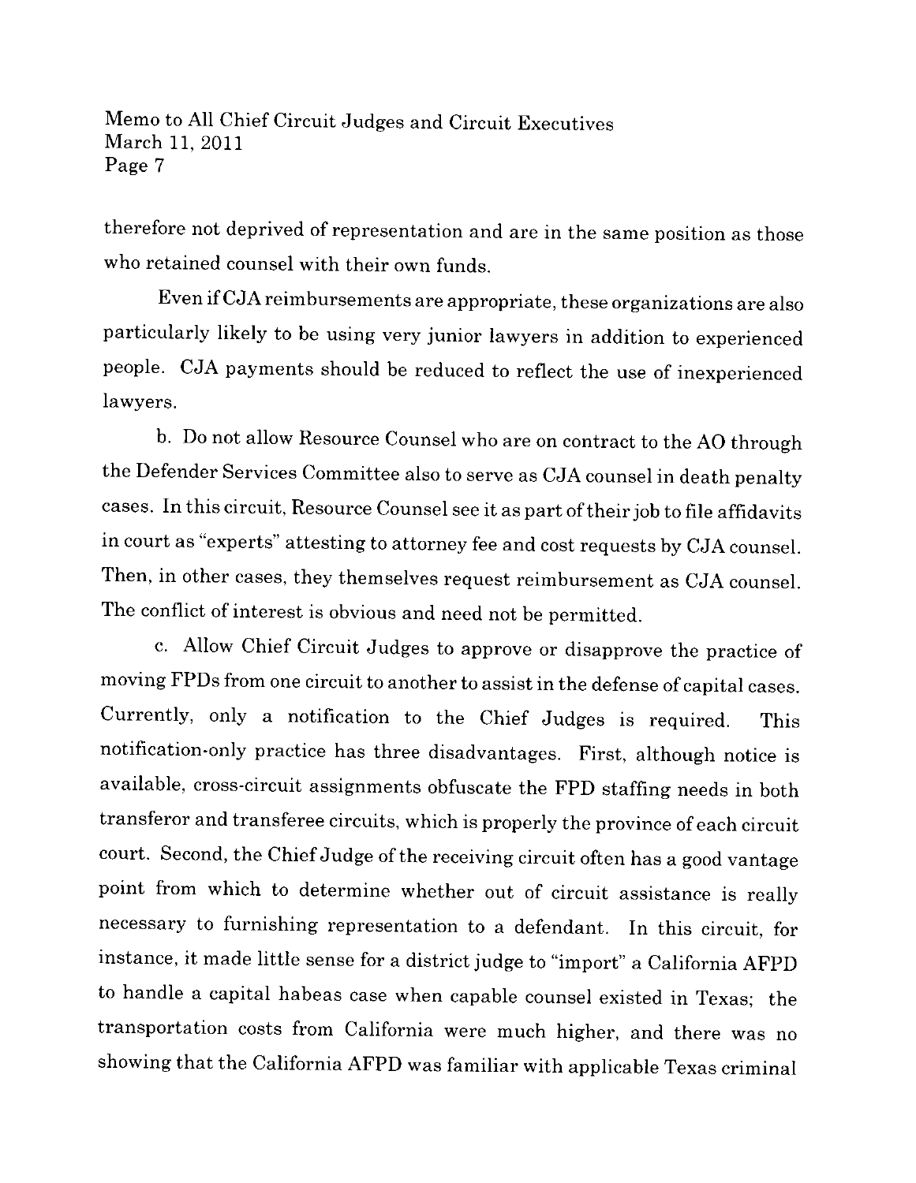therefore not deprived of representation and are in the same position as those who retained counsel with their own funds.

Even if CJA reimbursements are appropriate, these organizations are also particularly likely to be using very junior lawyers in addition to experienced people. CJA payments should be reduced to reflect the use of inexperienced lawyers.

b. Do not allow Resource Counsel who are on contract to the AO through the Defender Services Committee also to serve as CJA counsel in death penalty cases. In this circuit, Resource Counsel see it as part of their job to file affidavits in court as "experts" attesting to attorney fee and cost requests by CJA counsel. Then, in other cases, they themselves request reimbursement as CJA counsel. The conflict of interest is obvious and need not be permitted.

c. Allow Chief Circuit Judges to approve or disapprove the practice of moving FPDs from one circuit to another to assist in the defense of capital cases. Currently, only a notification to the Chief Judges is required. This notification-only practice has three disadvantages. First, although notice is available, cross-circuit assignments obfuscate the FPD staffing needs in both transferor and transferee circuits, which is properly the province of each circuit court. Second, the Chief Judge of the receiving circuit often has a good vantage point from which to determine whether out of circuit assistance is really necessary to furnishing representation to a defendant. In this circuit, for instance, it made little sense for a district judge to "import" a California AFPD to handle a capital habeas case when capable counsel existed in Texas; the transportation costs from California were much higher, and there was no showing that the California AFPD was familiar with applicable Texas criminal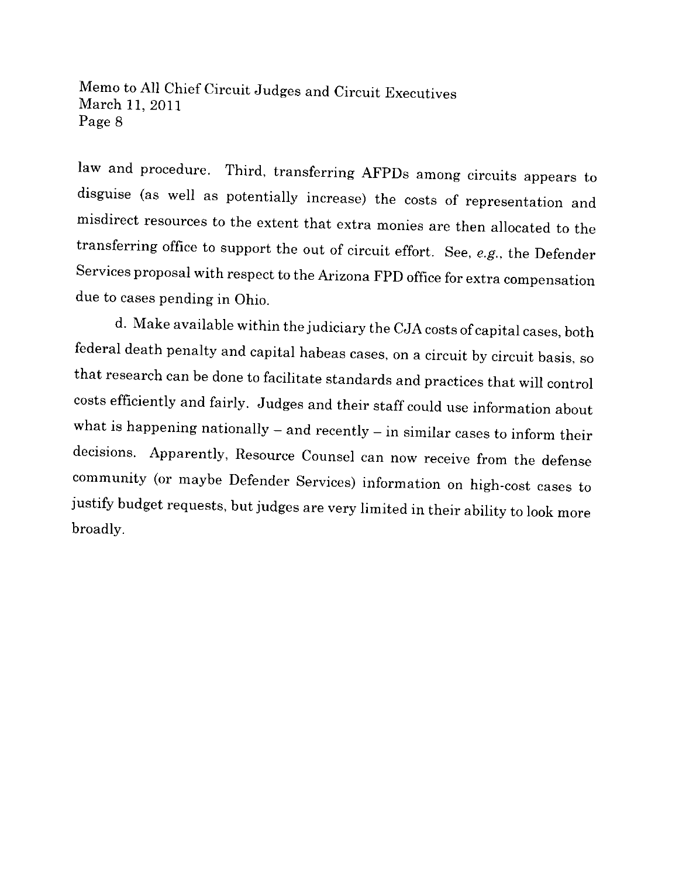law and procedure. Third, transferring AFPDs among circuits appears to disguise (as well as potentially increase) the costs of representation and misdirect resources to the extent that extra monies are then allocated to the transferring office to support the out of circuit effort. See, *e.g.*, the Defender Services proposal with respect to the Arizona FPD office for extra compensation due to cases pending in Ohio.

d. Make available within the judiciary the CJA costs of capital cases, both federal death penalty and capital habeas cases, on a circuit by circuit basis, so that research can be done to facilitate standards and practices that will control costs efficiently and fairly. Judges and their staff could use information about what is happening nationally – and recently – in similar cases to inform their decisions. Apparently, Resource Counsel can now receive from the defense community (or maybe Defender Services) information on high-cost cases to justify budget requests, but judges are very limited in their ability to look more broadly.